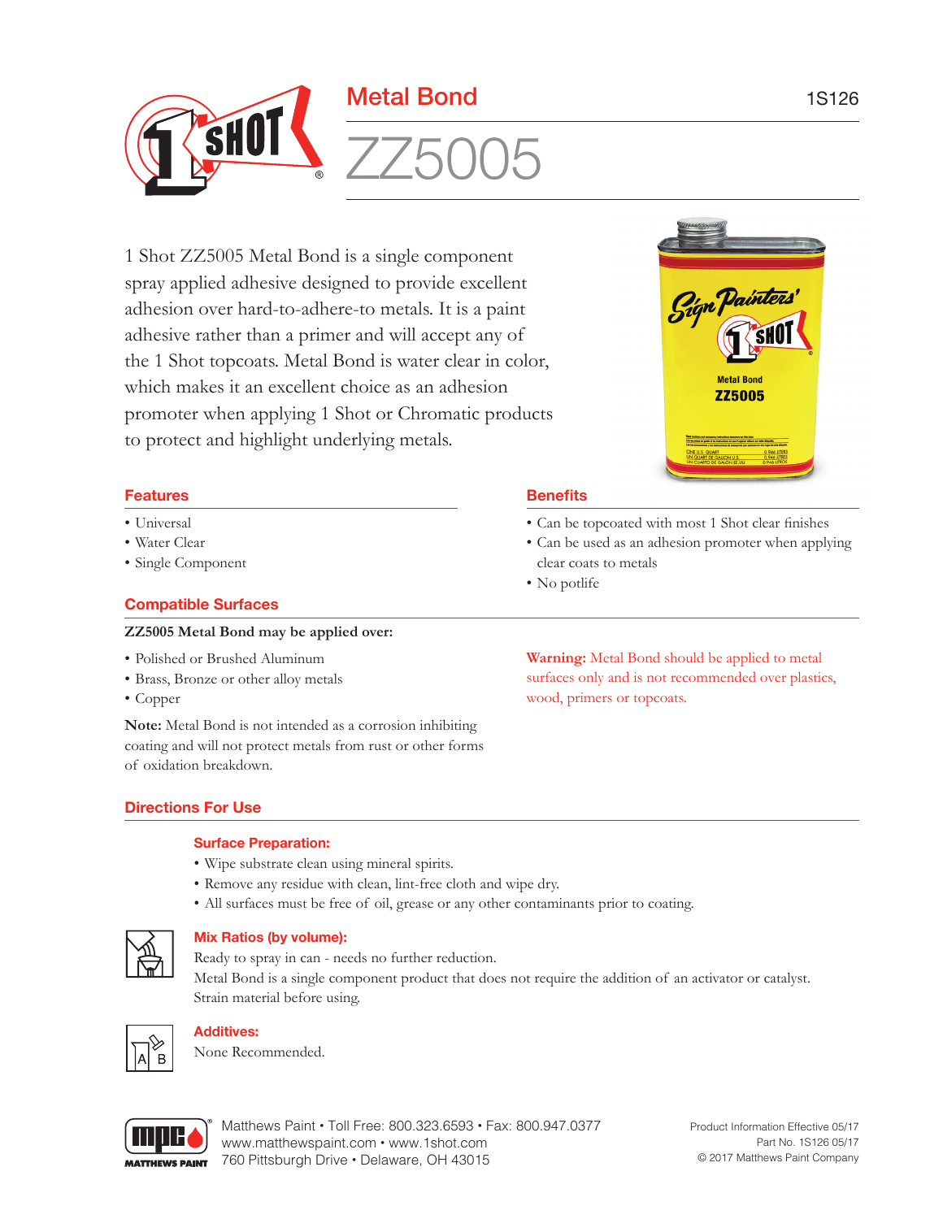# Metal Bond

1S126

# ZZ5005

1 Shot ZZ5005 Metal Bond is a single component spray applied adhesive designed to provide excellent adhesion over hard-to-adhere-to metals. It is a paint adhesive rather than a primer and will accept any of the 1 Shot topcoats. Metal Bond is water clear in color, which makes it an excellent choice as an adhesion promoter when applying 1 Shot or Chromatic products to protect and highlight underlying metals.

## Features

- Universal
- Water Clear
- Single Component

## Benefits

- Can be topcoated with most 1 Shot clear finishes
- Can be used as an adhesion promoter when applying clear coats to metals
- No potlife

## Compatible Surfaces

**ZZ5005 Metal Bond may be applied over:**

- Polished or Brushed Aluminum
- Brass, Bronze or other alloy metals
- Copper

**Note:** Metal Bond is not intended as a corrosion inhibiting coating and will not protect metals from rust or other forms of oxidation breakdown.

**Warning:** Metal Bond should be applied to metal surfaces only and is not recommended over plastics, wood, primers or topcoats.

## Directions For Use

### Surface Preparation:

- Wipe substrate clean using mineral spirits.
- Remove any residue with clean, lint-free cloth and wipe dry.
- All surfaces must be free of oil, grease or any other contaminants prior to coating.

### Mix Ratios (by volume):

Ready to spray in can - needs no further reduction.
Metal Bond is a single component product that does not require the addition of an activator or catalyst.
Strain material before using.

### Additives:

None Recommended.

Matthews Paint • Toll Free: 800.323.6593 • Fax: 800.947.0377
www.matthewspaint.com • www.1shot.com
760 Pittsburgh Drive • Delaware, OH 43015

Product Information Effective 05/17
Part No. 1S126 05/17
© 2017 Matthews Paint Company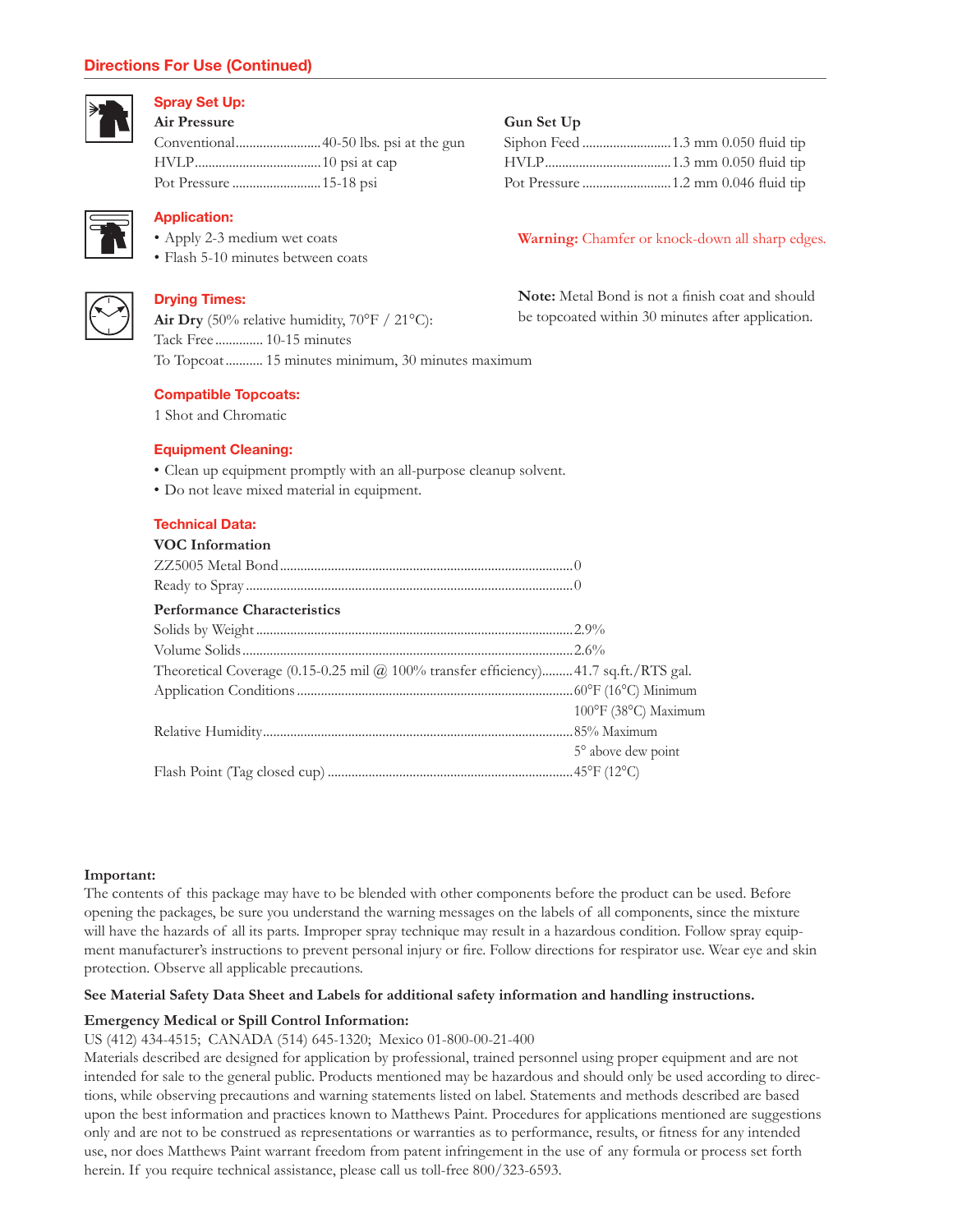## Directions For Use (Continued)

### Spray Set Up:

**Air Pressure**

| | |
|---|---|
| Conventional | 40-50 lbs. psi at the gun |
| HVLP | 10 psi at cap |
| Pot Pressure | 15-18 psi |

**Gun Set Up**

| | |
|---|---|
| Siphon Feed | 1.3 mm 0.050 fluid tip |
| HVLP | 1.3 mm 0.050 fluid tip |
| Pot Pressure | 1.2 mm 0.046 fluid tip |

### Application:

- Apply 2-3 medium wet coats
- Flash 5-10 minutes between coats

**Warning:** Chamfer or knock-down all sharp edges.

### Drying Times:

**Air Dry** (50% relative humidity, 70°F / 21°C):

Tack Free ............. 10-15 minutes

To Topcoat ........... 15 minutes minimum, 30 minutes maximum

**Note:** Metal Bond is not a finish coat and should be topcoated within 30 minutes after application.

### Compatible Topcoats:

1 Shot and Chromatic

### Equipment Cleaning:

- Clean up equipment promptly with an all-purpose cleanup solvent.
- Do not leave mixed material in equipment.

### Technical Data:

**VOC Information**

| | |
|---|---|
| ZZ5005 Metal Bond | 0 |
| Ready to Spray | 0 |

**Performance Characteristics**

| | |
|---|---|
| Solids by Weight | 2.9% |
| Volume Solids | 2.6% |
| Theoretical Coverage (0.15-0.25 mil @ 100% transfer efficiency) | 41.7 sq.ft./RTS gal. |
| Application Conditions | 60°F (16°C) Minimum<br>100°F (38°C) Maximum |
| Relative Humidity | 85% Maximum<br>5° above dew point |
| Flash Point (Tag closed cup) | 45°F (12°C) |

**Important:**

The contents of this package may have to be blended with other components before the product can be used. Before opening the packages, be sure you understand the warning messages on the labels of all components, since the mixture will have the hazards of all its parts. Improper spray technique may result in a hazardous condition. Follow spray equipment manufacturer's instructions to prevent personal injury or fire. Follow directions for respirator use. Wear eye and skin protection. Observe all applicable precautions.

**See Material Safety Data Sheet and Labels for additional safety information and handling instructions.**

**Emergency Medical or Spill Control Information:**

US (412) 434-4515; CANADA (514) 645-1320; Mexico 01-800-00-21-400

Materials described are designed for application by professional, trained personnel using proper equipment and are not intended for sale to the general public. Products mentioned may be hazardous and should only be used according to directions, while observing precautions and warning statements listed on label. Statements and methods described are based upon the best information and practices known to Matthews Paint. Procedures for applications mentioned are suggestions only and are not to be construed as representations or warranties as to performance, results, or fitness for any intended use, nor does Matthews Paint warrant freedom from patent infringement in the use of any formula or process set forth herein. If you require technical assistance, please call us toll-free 800/323-6593.